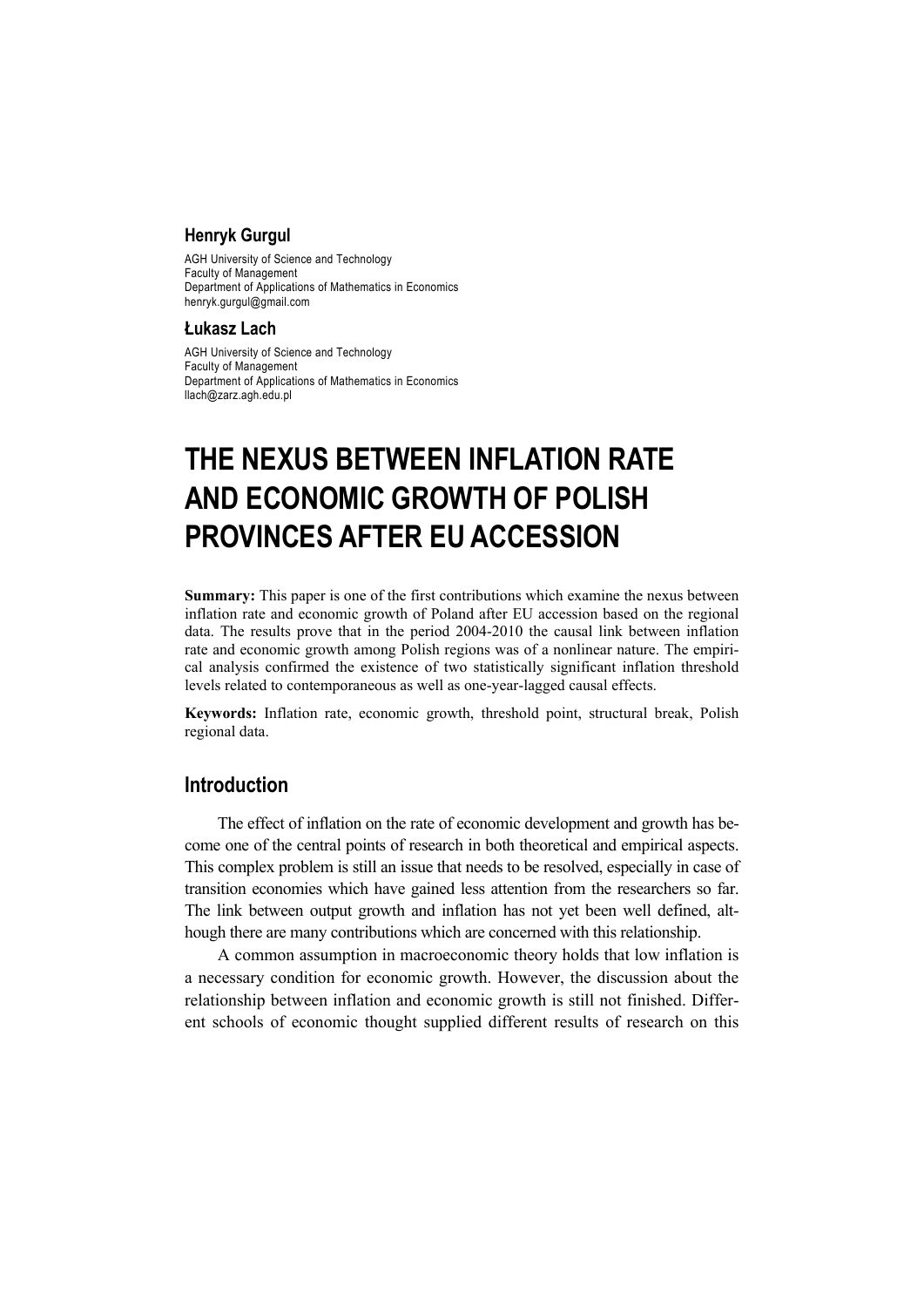**Henryk Gurgul**

AGH University of Science and Technology
Faculty of Management
Department of Applications of Mathematics in Economics
henryk.gurgul@gmail.com

**Łukasz Lach**

AGH University of Science and Technology
Faculty of Management
Department of Applications of Mathematics in Economics
llach@zarz.agh.edu.pl

# THE NEXUS BETWEEN INFLATION RATE AND ECONOMIC GROWTH OF POLISH PROVINCES AFTER EU ACCESSION

**Summary:** This paper is one of the first contributions which examine the nexus between inflation rate and economic growth of Poland after EU accession based on the regional data. The results prove that in the period 2004-2010 the causal link between inflation rate and economic growth among Polish regions was of a nonlinear nature. The empirical analysis confirmed the existence of two statistically significant inflation threshold levels related to contemporaneous as well as one-year-lagged causal effects.

**Keywords:** Inflation rate, economic growth, threshold point, structural break, Polish regional data.

## Introduction

The effect of inflation on the rate of economic development and growth has become one of the central points of research in both theoretical and empirical aspects. This complex problem is still an issue that needs to be resolved, especially in case of transition economies which have gained less attention from the researchers so far. The link between output growth and inflation has not yet been well defined, although there are many contributions which are concerned with this relationship.

A common assumption in macroeconomic theory holds that low inflation is a necessary condition for economic growth. However, the discussion about the relationship between inflation and economic growth is still not finished. Different schools of economic thought supplied different results of research on this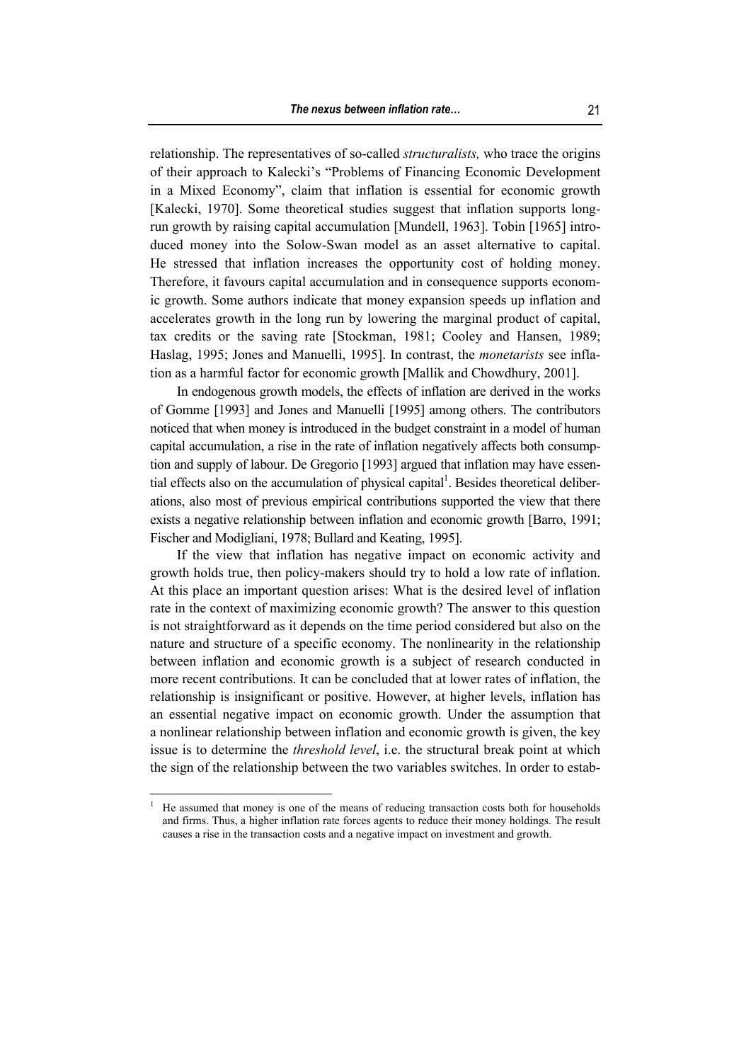relationship. The representatives of so-called *structuralists,* who trace the origins of their approach to Kalecki's "Problems of Financing Economic Development in a Mixed Economy", claim that inflation is essential for economic growth [Kalecki, 1970]. Some theoretical studies suggest that inflation supports long-run growth by raising capital accumulation [Mundell, 1963]. Tobin [1965] introduced money into the Solow-Swan model as an asset alternative to capital. He stressed that inflation increases the opportunity cost of holding money. Therefore, it favours capital accumulation and in consequence supports economic growth. Some authors indicate that money expansion speeds up inflation and accelerates growth in the long run by lowering the marginal product of capital, tax credits or the saving rate [Stockman, 1981; Cooley and Hansen, 1989; Haslag, 1995; Jones and Manuelli, 1995]. In contrast, the *monetarists* see inflation as a harmful factor for economic growth [Mallik and Chowdhury, 2001].

In endogenous growth models, the effects of inflation are derived in the works of Gomme [1993] and Jones and Manuelli [1995] among others. The contributors noticed that when money is introduced in the budget constraint in a model of human capital accumulation, a rise in the rate of inflation negatively affects both consumption and supply of labour. De Gregorio [1993] argued that inflation may have essential effects also on the accumulation of physical capital[1]. Besides theoretical deliberations, also most of previous empirical contributions supported the view that there exists a negative relationship between inflation and economic growth [Barro, 1991; Fischer and Modigliani, 1978; Bullard and Keating, 1995].

If the view that inflation has negative impact on economic activity and growth holds true, then policy-makers should try to hold a low rate of inflation. At this place an important question arises: What is the desired level of inflation rate in the context of maximizing economic growth? The answer to this question is not straightforward as it depends on the time period considered but also on the nature and structure of a specific economy. The nonlinearity in the relationship between inflation and economic growth is a subject of research conducted in more recent contributions. It can be concluded that at lower rates of inflation, the relationship is insignificant or positive. However, at higher levels, inflation has an essential negative impact on economic growth. Under the assumption that a nonlinear relationship between inflation and economic growth is given, the key issue is to determine the *threshold level*, i.e. the structural break point at which the sign of the relationship between the two variables switches. In order to estab-

[1] He assumed that money is one of the means of reducing transaction costs both for households and firms. Thus, a higher inflation rate forces agents to reduce their money holdings. The result causes a rise in the transaction costs and a negative impact on investment and growth.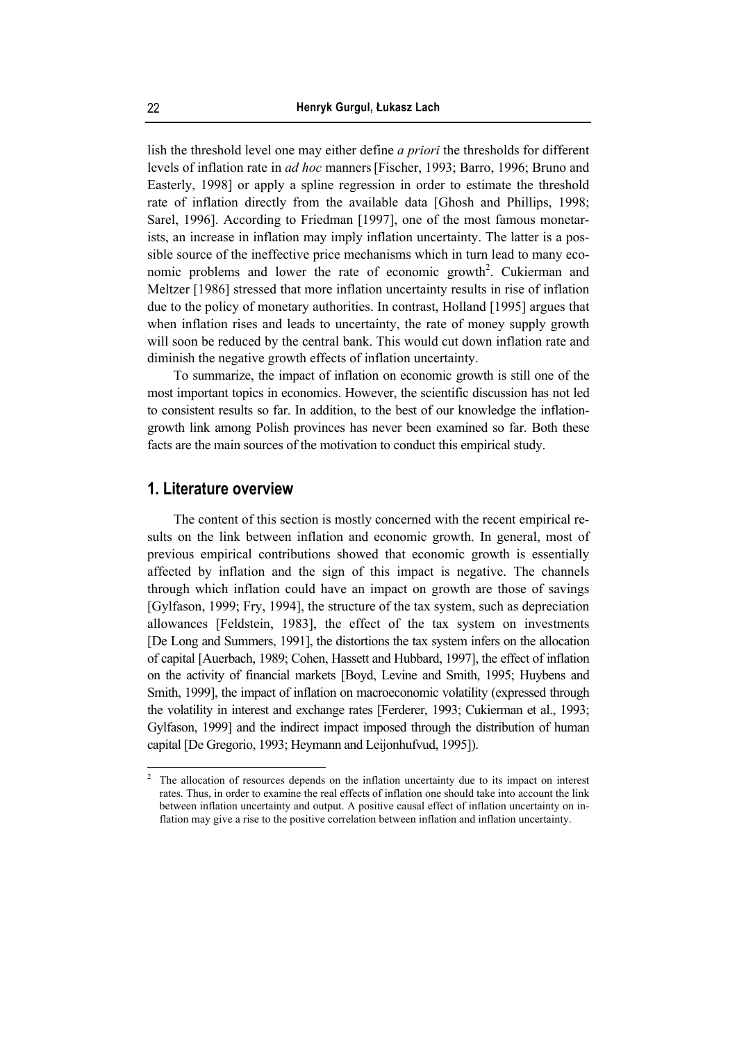lish the threshold level one may either define *a priori* the thresholds for different levels of inflation rate in *ad hoc* manners [Fischer, 1993; Barro, 1996; Bruno and Easterly, 1998] or apply a spline regression in order to estimate the threshold rate of inflation directly from the available data [Ghosh and Phillips, 1998; Sarel, 1996]. According to Friedman [1997], one of the most famous monetarists, an increase in inflation may imply inflation uncertainty. The latter is a possible source of the ineffective price mechanisms which in turn lead to many economic problems and lower the rate of economic growth[2]. Cukierman and Meltzer [1986] stressed that more inflation uncertainty results in rise of inflation due to the policy of monetary authorities. In contrast, Holland [1995] argues that when inflation rises and leads to uncertainty, the rate of money supply growth will soon be reduced by the central bank. This would cut down inflation rate and diminish the negative growth effects of inflation uncertainty.

To summarize, the impact of inflation on economic growth is still one of the most important topics in economics. However, the scientific discussion has not led to consistent results so far. In addition, to the best of our knowledge the inflation-growth link among Polish provinces has never been examined so far. Both these facts are the main sources of the motivation to conduct this empirical study.

## 1. Literature overview

The content of this section is mostly concerned with the recent empirical results on the link between inflation and economic growth. In general, most of previous empirical contributions showed that economic growth is essentially affected by inflation and the sign of this impact is negative. The channels through which inflation could have an impact on growth are those of savings [Gylfason, 1999; Fry, 1994], the structure of the tax system, such as depreciation allowances [Feldstein, 1983], the effect of the tax system on investments [De Long and Summers, 1991], the distortions the tax system infers on the allocation of capital [Auerbach, 1989; Cohen, Hassett and Hubbard, 1997], the effect of inflation on the activity of financial markets [Boyd, Levine and Smith, 1995; Huybens and Smith, 1999], the impact of inflation on macroeconomic volatility (expressed through the volatility in interest and exchange rates [Ferderer, 1993; Cukierman et al., 1993; Gylfason, 1999] and the indirect impact imposed through the distribution of human capital [De Gregorio, 1993; Heymann and Leijonhufvud, 1995]).

[2] The allocation of resources depends on the inflation uncertainty due to its impact on interest rates. Thus, in order to examine the real effects of inflation one should take into account the link between inflation uncertainty and output. A positive causal effect of inflation uncertainty on inflation may give a rise to the positive correlation between inflation and inflation uncertainty.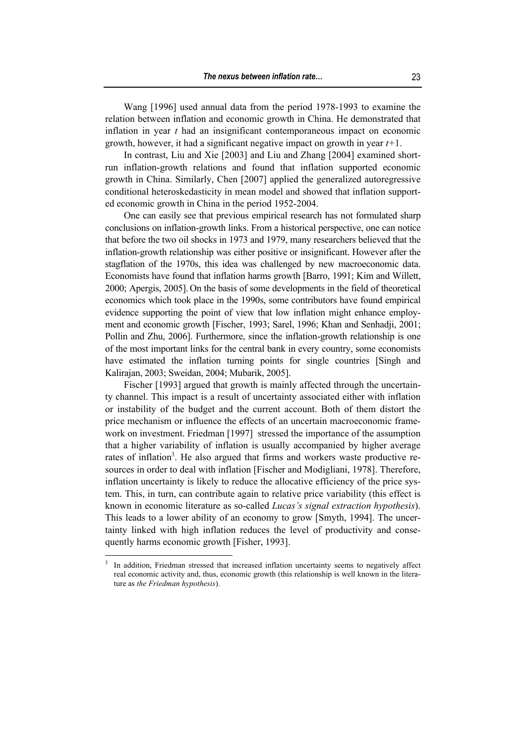Wang [1996] used annual data from the period 1978-1993 to examine the relation between inflation and economic growth in China. He demonstrated that inflation in year *t* had an insignificant contemporaneous impact on economic growth, however, it had a significant negative impact on growth in year *t*+1.

In contrast, Liu and Xie [2003] and Liu and Zhang [2004] examined short-run inflation-growth relations and found that inflation supported economic growth in China. Similarly, Chen [2007] applied the generalized autoregressive conditional heteroskedasticity in mean model and showed that inflation supported economic growth in China in the period 1952-2004.

One can easily see that previous empirical research has not formulated sharp conclusions on inflation-growth links. From a historical perspective, one can notice that before the two oil shocks in 1973 and 1979, many researchers believed that the inflation-growth relationship was either positive or insignificant. However after the stagflation of the 1970s, this idea was challenged by new macroeconomic data. Economists have found that inflation harms growth [Barro, 1991; Kim and Willett, 2000; Apergis, 2005]. On the basis of some developments in the field of theoretical economics which took place in the 1990s, some contributors have found empirical evidence supporting the point of view that low inflation might enhance employment and economic growth [Fischer, 1993; Sarel, 1996; Khan and Senhadji, 2001; Pollin and Zhu, 2006]. Furthermore, since the inflation-growth relationship is one of the most important links for the central bank in every country, some economists have estimated the inflation turning points for single countries [Singh and Kalirajan, 2003; Sweidan, 2004; Mubarik, 2005].

Fischer [1993] argued that growth is mainly affected through the uncertainty channel. This impact is a result of uncertainty associated either with inflation or instability of the budget and the current account. Both of them distort the price mechanism or influence the effects of an uncertain macroeconomic framework on investment. Friedman [1997] stressed the importance of the assumption that a higher variability of inflation is usually accompanied by higher average rates of inflation[3]. He also argued that firms and workers waste productive resources in order to deal with inflation [Fischer and Modigliani, 1978]. Therefore, inflation uncertainty is likely to reduce the allocative efficiency of the price system. This, in turn, can contribute again to relative price variability (this effect is known in economic literature as so-called *Lucas's signal extraction hypothesis*). This leads to a lower ability of an economy to grow [Smyth, 1994]. The uncertainty linked with high inflation reduces the level of productivity and consequently harms economic growth [Fisher, 1993].

[3] In addition, Friedman stressed that increased inflation uncertainty seems to negatively affect real economic activity and, thus, economic growth (this relationship is well known in the literature as *the Friedman hypothesis*).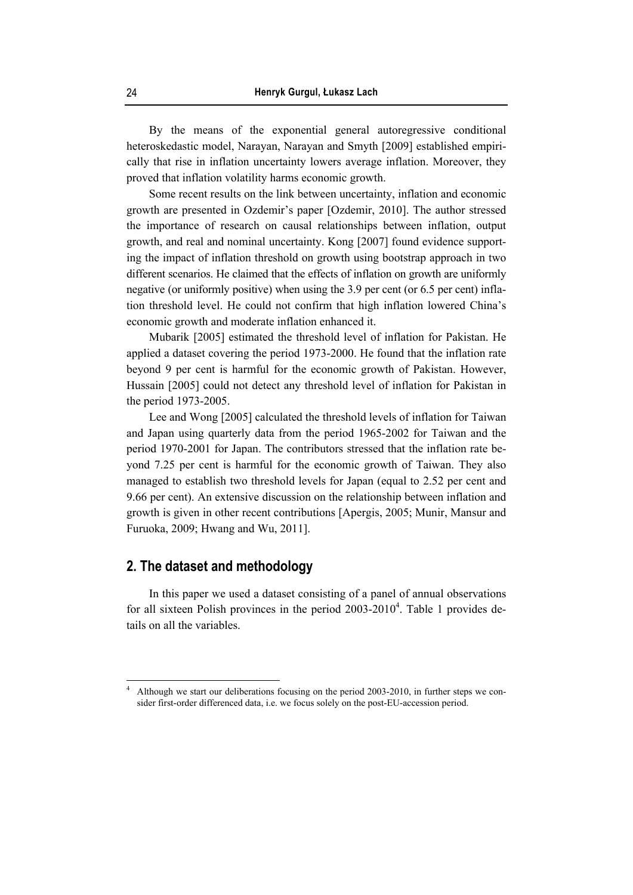By the means of the exponential general autoregressive conditional heteroskedastic model, Narayan, Narayan and Smyth [2009] established empirically that rise in inflation uncertainty lowers average inflation. Moreover, they proved that inflation volatility harms economic growth.

Some recent results on the link between uncertainty, inflation and economic growth are presented in Ozdemir's paper [Ozdemir, 2010]. The author stressed the importance of research on causal relationships between inflation, output growth, and real and nominal uncertainty. Kong [2007] found evidence supporting the impact of inflation threshold on growth using bootstrap approach in two different scenarios. He claimed that the effects of inflation on growth are uniformly negative (or uniformly positive) when using the 3.9 per cent (or 6.5 per cent) inflation threshold level. He could not confirm that high inflation lowered China's economic growth and moderate inflation enhanced it.

Mubarik [2005] estimated the threshold level of inflation for Pakistan. He applied a dataset covering the period 1973-2000. He found that the inflation rate beyond 9 per cent is harmful for the economic growth of Pakistan. However, Hussain [2005] could not detect any threshold level of inflation for Pakistan in the period 1973-2005.

Lee and Wong [2005] calculated the threshold levels of inflation for Taiwan and Japan using quarterly data from the period 1965-2002 for Taiwan and the period 1970-2001 for Japan. The contributors stressed that the inflation rate beyond 7.25 per cent is harmful for the economic growth of Taiwan. They also managed to establish two threshold levels for Japan (equal to 2.52 per cent and 9.66 per cent). An extensive discussion on the relationship between inflation and growth is given in other recent contributions [Apergis, 2005; Munir, Mansur and Furuoka, 2009; Hwang and Wu, 2011].

## 2. The dataset and methodology

In this paper we used a dataset consisting of a panel of annual observations for all sixteen Polish provinces in the period 2003-2010[4]. Table 1 provides details on all the variables.

---

[4] Although we start our deliberations focusing on the period 2003-2010, in further steps we consider first-order differenced data, i.e. we focus solely on the post-EU-accession period.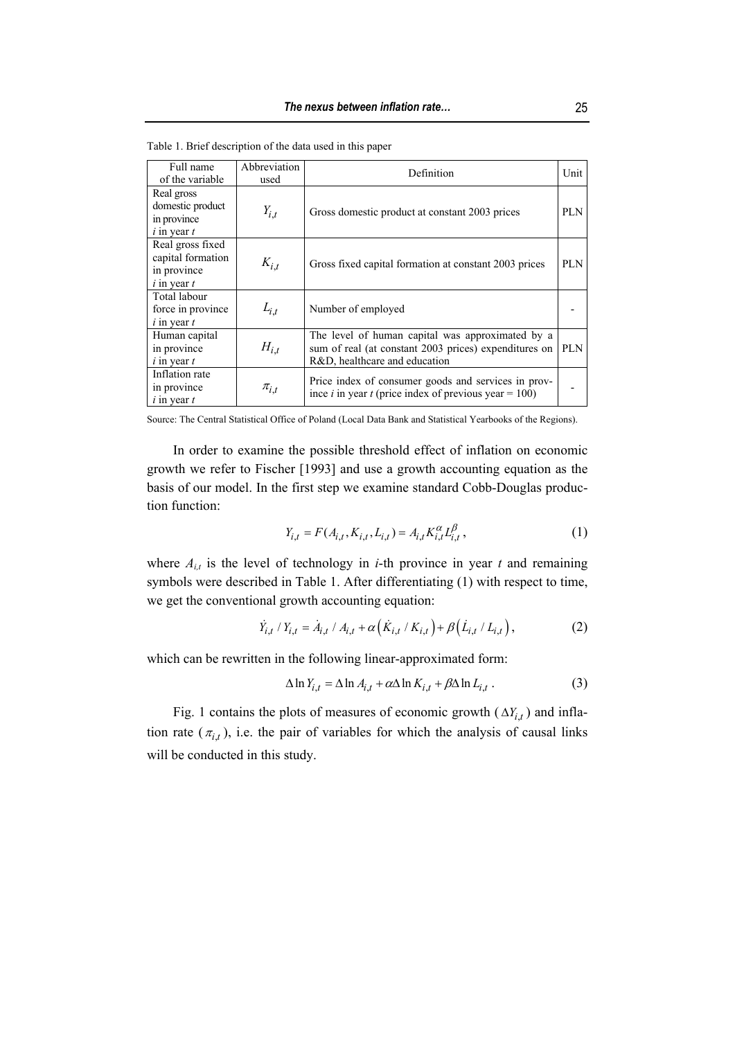Table 1. Brief description of the data used in this paper

| Full name of the variable | Abbreviation used | Definition | Unit |
|---|---|---|---|
| Real gross domestic product in province *i* in year *t* | $Y_{i,t}$ | Gross domestic product at constant 2003 prices | PLN |
| Real gross fixed capital formation in province *i* in year *t* | $K_{i,t}$ | Gross fixed capital formation at constant 2003 prices | PLN |
| Total labour force in province *i* in year *t* | $L_{i,t}$ | Number of employed | - |
| Human capital in province *i* in year *t* | $H_{i,t}$ | The level of human capital was approximated by a sum of real (at constant 2003 prices) expenditures on R&D, healthcare and education | PLN |
| Inflation rate in province *i* in year *t* | $\pi_{i,t}$ | Price index of consumer goods and services in province *i* in year *t* (price index of previous year = 100) | - |

Source: The Central Statistical Office of Poland (Local Data Bank and Statistical Yearbooks of the Regions).

In order to examine the possible threshold effect of inflation on economic growth we refer to Fischer [1993] and use a growth accounting equation as the basis of our model. In the first step we examine standard Cobb-Douglas production function:

$$Y_{i,t} = F(A_{i,t}, K_{i,t}, L_{i,t}) = A_{i,t} K_{i,t}^{\alpha} L_{i,t}^{\beta}, \tag{1}$$

where $A_{i,t}$ is the level of technology in *i*-th province in year *t* and remaining symbols were described in Table 1. After differentiating (1) with respect to time, we get the conventional growth accounting equation:

$$\dot{Y}_{i,t} / Y_{i,t} = \dot{A}_{i,t} / A_{i,t} + \alpha \left( \dot{K}_{i,t} / K_{i,t} \right) + \beta \left( \dot{L}_{i,t} / L_{i,t} \right), \tag{2}$$

which can be rewritten in the following linear-approximated form:

$$\Delta \ln Y_{i,t} = \Delta \ln A_{i,t} + \alpha \Delta \ln K_{i,t} + \beta \Delta \ln L_{i,t}. \tag{3}$$

Fig. 1 contains the plots of measures of economic growth ($\Delta Y_{i,t}$) and inflation rate ($\pi_{i,t}$), i.e. the pair of variables for which the analysis of causal links will be conducted in this study.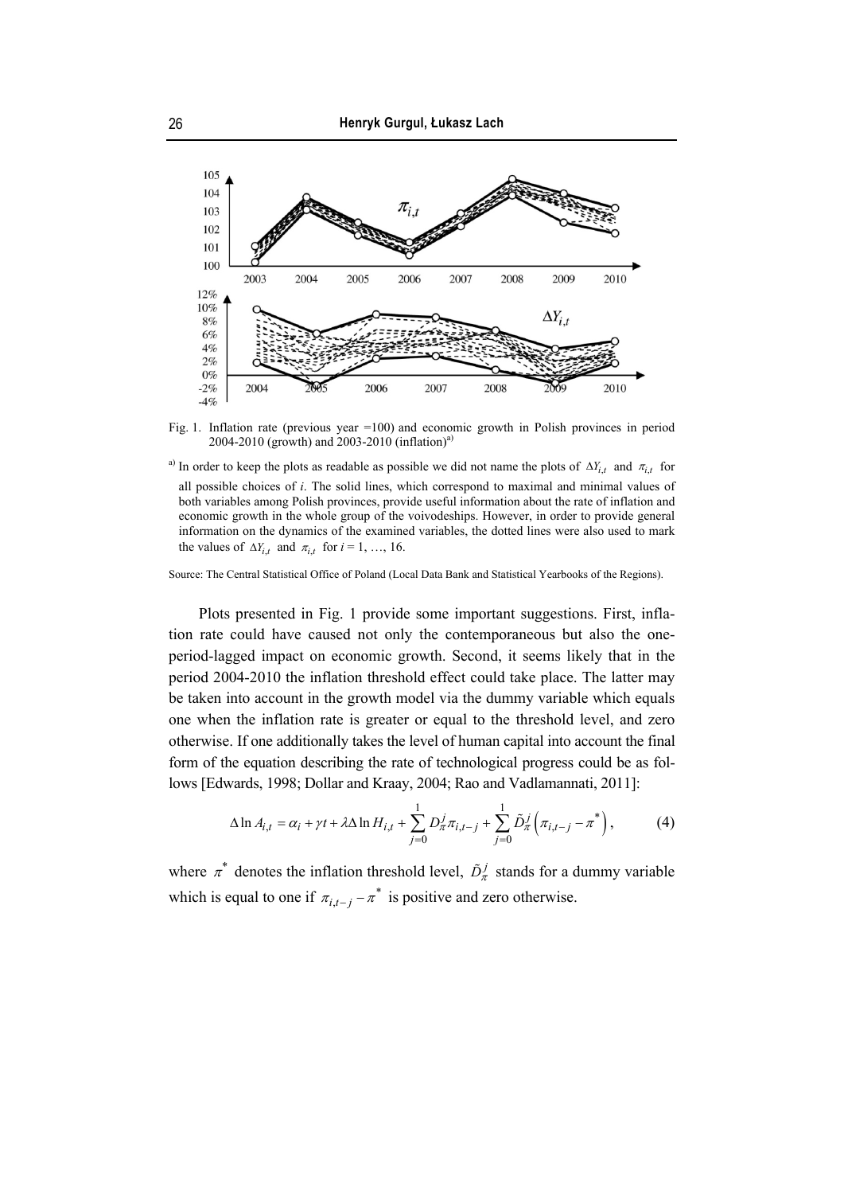Fig. 1. Inflation rate (previous year =100) and economic growth in Polish provinces in period 2004-2010 (growth) and 2003-2010 (inflation)[a)]

[a)] In order to keep the plots as readable as possible we did not name the plots of $\Delta Y_{i,t}$ and $\pi_{i,t}$ for all possible choices of *i*. The solid lines, which correspond to maximal and minimal values of both variables among Polish provinces, provide useful information about the rate of inflation and economic growth in the whole group of the voivodeships. However, in order to provide general information on the dynamics of the examined variables, the dotted lines were also used to mark the values of $\Delta Y_{i,t}$ and $\pi_{i,t}$ for $i = 1, \ldots, 16$.

Source: The Central Statistical Office of Poland (Local Data Bank and Statistical Yearbooks of the Regions).

Plots presented in Fig. 1 provide some important suggestions. First, inflation rate could have caused not only the contemporaneous but also the one-period-lagged impact on economic growth. Second, it seems likely that in the period 2004-2010 the inflation threshold effect could take place. The latter may be taken into account in the growth model via the dummy variable which equals one when the inflation rate is greater or equal to the threshold level, and zero otherwise. If one additionally takes the level of human capital into account the final form of the equation describing the rate of technological progress could be as follows [Edwards, 1998; Dollar and Kraay, 2004; Rao and Vadlamannati, 2011]:

$$\Delta \ln A_{i,t} = \alpha_i + \gamma t + \lambda \Delta \ln H_{i,t} + \sum_{j=0}^{1} D_{\pi}^{j} \pi_{i,t-j} + \sum_{j=0}^{1} \tilde{D}_{\pi}^{j} \left( \pi_{i,t-j} - \pi^{*} \right), \tag{4}$$

where $\pi^{*}$ denotes the inflation threshold level, $\tilde{D}_{\pi}^{j}$ stands for a dummy variable which is equal to one if $\pi_{i,t-j} - \pi^{*}$ is positive and zero otherwise.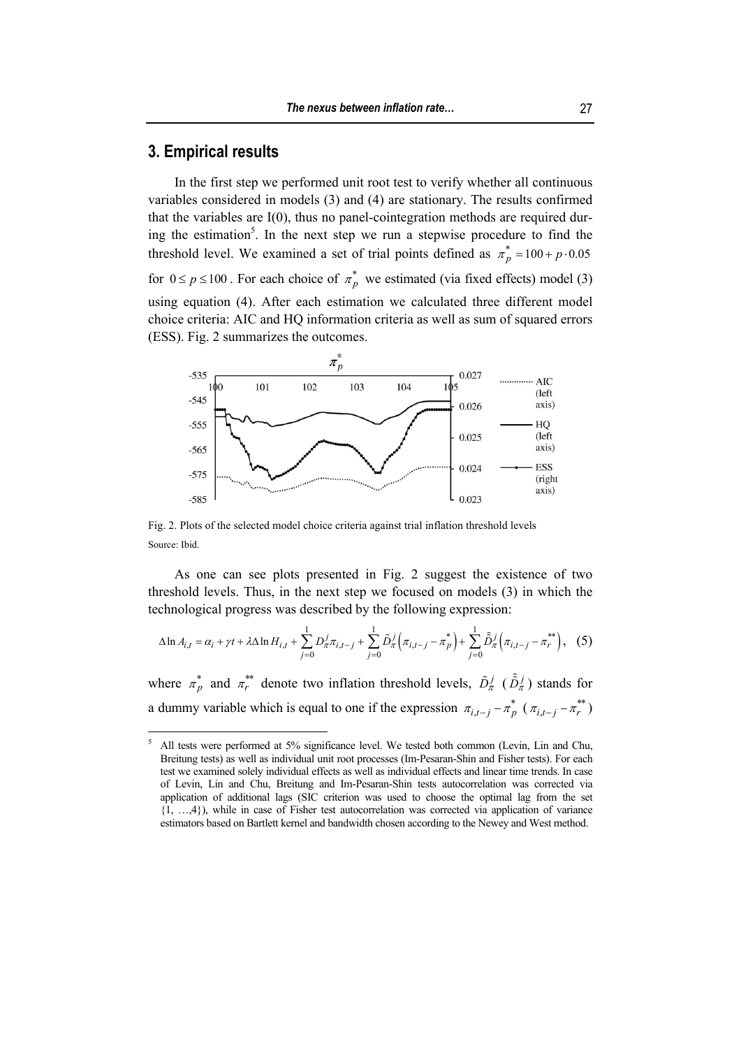## 3. Empirical results

In the first step we performed unit root test to verify whether all continuous variables considered in models (3) and (4) are stationary. The results confirmed that the variables are I(0), thus no panel-cointegration methods are required during the estimation[5]. In the next step we run a stepwise procedure to find the threshold level. We examined a set of trial points defined as $\pi_p^* = 100 + p \cdot 0.05$ for $0 \leq p \leq 100$. For each choice of $\pi_p^*$ we estimated (via fixed effects) model (3) using equation (4). After each estimation we calculated three different model choice criteria: AIC and HQ information criteria as well as sum of squared errors (ESS). Fig. 2 summarizes the outcomes.

Fig. 2. Plots of the selected model choice criteria against trial inflation threshold levels

Source: Ibid.

As one can see plots presented in Fig. 2 suggest the existence of two threshold levels. Thus, in the next step we focused on models (3) in which the technological progress was described by the following expression:

$$\Delta \ln A_{i,t} = \alpha_i + \gamma t + \lambda \Delta \ln H_{i,t} + \sum_{j=0}^{1} D_\pi^j \pi_{i,t-j} + \sum_{j=0}^{1} \tilde{D}_\pi^j \left(\pi_{i,t-j} - \pi_p^*\right) + \sum_{j=0}^{1} \tilde{\tilde{D}}_\pi^j \left(\pi_{i,t-j} - \pi_r^{**}\right), \quad (5)$$

where $\pi_p^*$ and $\pi_r^{**}$ denote two inflation threshold levels, $\tilde{D}_\pi^j$ ($\tilde{\tilde{D}}_\pi^j$) stands for a dummy variable which is equal to one if the expression $\pi_{i,t-j} - \pi_p^*$ ($\pi_{i,t-j} - \pi_r^{**}$)

[5] All tests were performed at 5% significance level. We tested both common (Levin, Lin and Chu, Breitung tests) as well as individual unit root processes (Im-Pesaran-Shin and Fisher tests). For each test we examined solely individual effects as well as individual effects and linear time trends. In case of Levin, Lin and Chu, Breitung and Im-Pesaran-Shin tests autocorrelation was corrected via application of additional lags (SIC criterion was used to choose the optimal lag from the set {1, …,4}), while in case of Fisher test autocorrelation was corrected via application of variance estimators based on Bartlett kernel and bandwidth chosen according to the Newey and West method.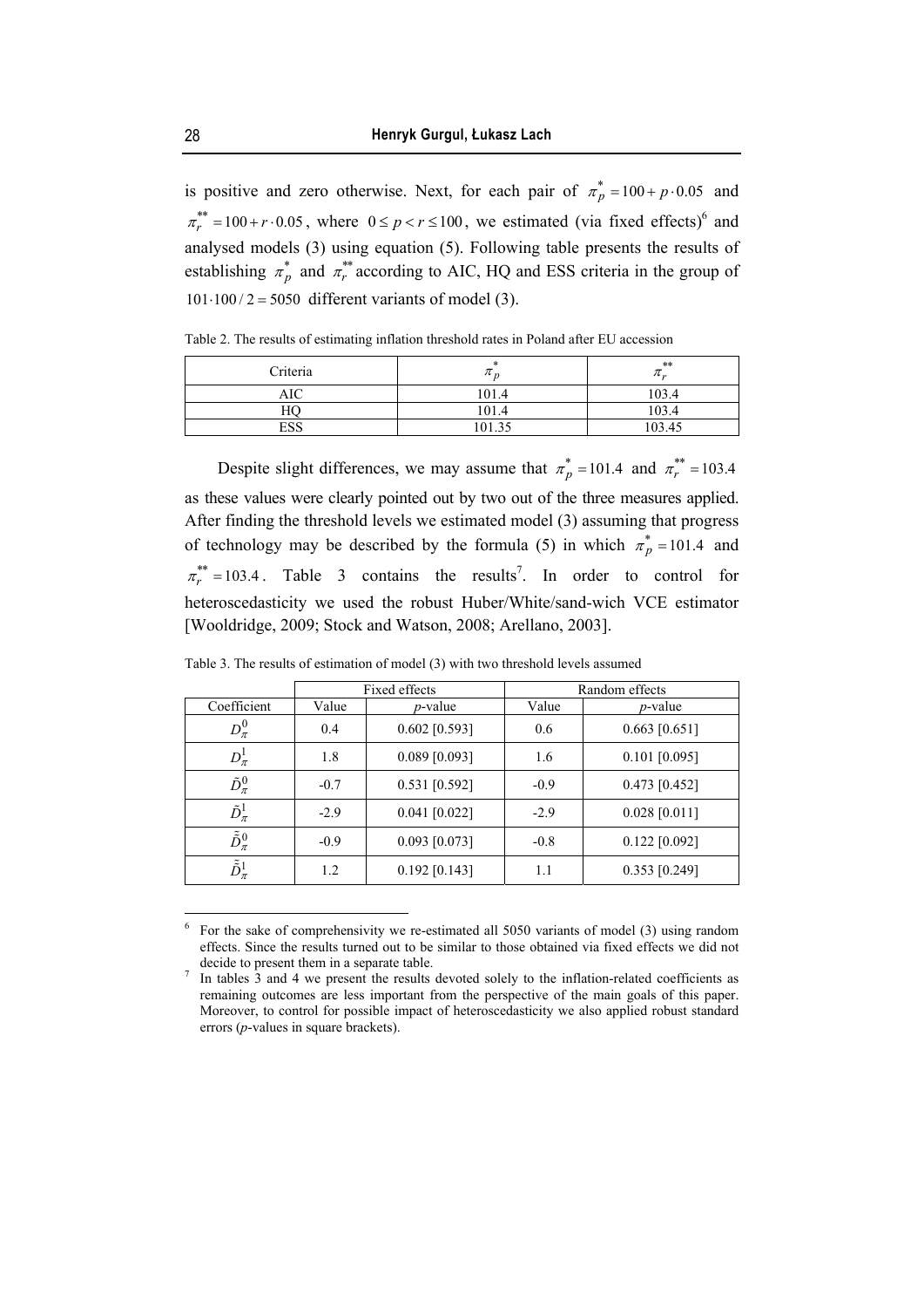is positive and zero otherwise. Next, for each pair of $\pi_p^* = 100 + p \cdot 0.05$ and $\pi_r^{**} = 100 + r \cdot 0.05$, where $0 \le p < r \le 100$, we estimated (via fixed effects)[6] and analysed models (3) using equation (5). Following table presents the results of establishing $\pi_p^*$ and $\pi_r^{**}$ according to AIC, HQ and ESS criteria in the group of $101 \cdot 100 / 2 = 5050$ different variants of model (3).

Table 2. The results of estimating inflation threshold rates in Poland after EU accession

| Criteria | $\pi_p^*$ | $\pi_r^{**}$ |
|---|---|---|
| AIC | 101.4 | 103.4 |
| HQ | 101.4 | 103.4 |
| ESS | 101.35 | 103.45 |

Despite slight differences, we may assume that $\pi_p^* = 101.4$ and $\pi_r^{**} = 103.4$ as these values were clearly pointed out by two out of the three measures applied. After finding the threshold levels we estimated model (3) assuming that progress of technology may be described by the formula (5) in which $\pi_p^* = 101.4$ and $\pi_r^{**} = 103.4$. Table 3 contains the results[7]. In order to control for heteroscedasticity we used the robust Huber/White/sand-wich VCE estimator [Wooldridge, 2009; Stock and Watson, 2008; Arellano, 2003].

Table 3. The results of estimation of model (3) with two threshold levels assumed

| | Fixed effects | | Random effects | |
|---|---|---|---|---|
| Coefficient | Value | *p*-value | Value | *p*-value |
| $D_\pi^0$ | 0.4 | 0.602 [0.593] | 0.6 | 0.663 [0.651] |
| $D_\pi^1$ | 1.8 | 0.089 [0.093] | 1.6 | 0.101 [0.095] |
| $\tilde{D}_\pi^0$ | -0.7 | 0.531 [0.592] | -0.9 | 0.473 [0.452] |
| $\tilde{D}_\pi^1$ | -2.9 | 0.041 [0.022] | -2.9 | 0.028 [0.011] |
| $\tilde{\tilde{D}}_\pi^0$ | -0.9 | 0.093 [0.073] | -0.8 | 0.122 [0.092] |
| $\tilde{\tilde{D}}_\pi^1$ | 1.2 | 0.192 [0.143] | 1.1 | 0.353 [0.249] |

[6] For the sake of comprehensivity we re-estimated all 5050 variants of model (3) using random effects. Since the results turned out to be similar to those obtained via fixed effects we did not decide to present them in a separate table.

[7] In tables 3 and 4 we present the results devoted solely to the inflation-related coefficients as remaining outcomes are less important from the perspective of the main goals of this paper. Moreover, to control for possible impact of heteroscedasticity we also applied robust standard errors (*p*-values in square brackets).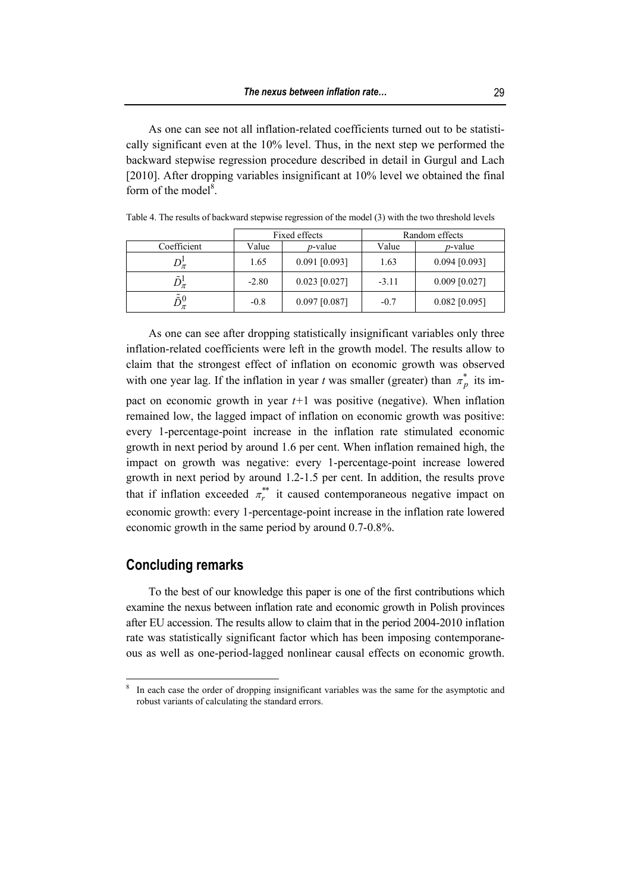As one can see not all inflation-related coefficients turned out to be statistically significant even at the 10% level. Thus, in the next step we performed the backward stepwise regression procedure described in detail in Gurgul and Lach [2010]. After dropping variables insignificant at 10% level we obtained the final form of the model[8].

Table 4. The results of backward stepwise regression of the model (3) with the two threshold levels

| Coefficient | Fixed effects | | Random effects | |
|---|---|---|---|---|
| | Value | *p*-value | Value | *p*-value |
| $D_{\pi}^{1}$ | 1.65 | 0.091 [0.093] | 1.63 | 0.094 [0.093] |
| $\tilde{D}_{\pi}^{1}$ | -2.80 | 0.023 [0.027] | -3.11 | 0.009 [0.027] |
| $\tilde{\tilde{D}}_{\pi}^{0}$ | -0.8 | 0.097 [0.087] | -0.7 | 0.082 [0.095] |

As one can see after dropping statistically insignificant variables only three inflation-related coefficients were left in the growth model. The results allow to claim that the strongest effect of inflation on economic growth was observed with one year lag. If the inflation in year *t* was smaller (greater) than $\pi_p^*$ its impact on economic growth in year *t*+1 was positive (negative). When inflation remained low, the lagged impact of inflation on economic growth was positive: every 1-percentage-point increase in the inflation rate stimulated economic growth in next period by around 1.6 per cent. When inflation remained high, the impact on growth was negative: every 1-percentage-point increase lowered growth in next period by around 1.2-1.5 per cent. In addition, the results prove that if inflation exceeded $\pi_r^{**}$ it caused contemporaneous negative impact on economic growth: every 1-percentage-point increase in the inflation rate lowered economic growth in the same period by around 0.7-0.8%.

## Concluding remarks

To the best of our knowledge this paper is one of the first contributions which examine the nexus between inflation rate and economic growth in Polish provinces after EU accession. The results allow to claim that in the period 2004-2010 inflation rate was statistically significant factor which has been imposing contemporaneous as well as one-period-lagged nonlinear causal effects on economic growth.

---

[8] In each case the order of dropping insignificant variables was the same for the asymptotic and robust variants of calculating the standard errors.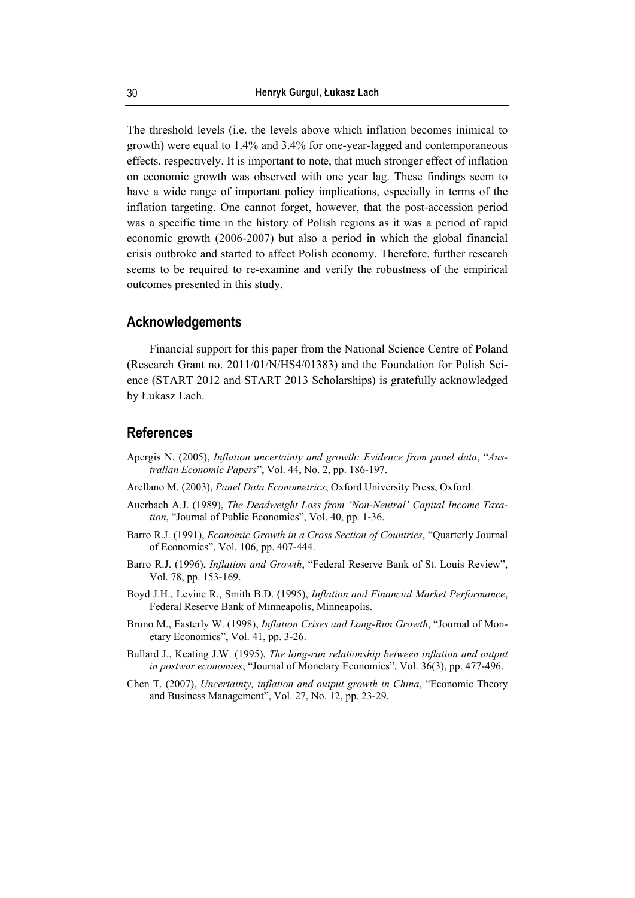The threshold levels (i.e. the levels above which inflation becomes inimical to growth) were equal to 1.4% and 3.4% for one-year-lagged and contemporaneous effects, respectively. It is important to note, that much stronger effect of inflation on economic growth was observed with one year lag. These findings seem to have a wide range of important policy implications, especially in terms of the inflation targeting. One cannot forget, however, that the post-accession period was a specific time in the history of Polish regions as it was a period of rapid economic growth (2006-2007) but also a period in which the global financial crisis outbroke and started to affect Polish economy. Therefore, further research seems to be required to re-examine and verify the robustness of the empirical outcomes presented in this study.

## Acknowledgements

Financial support for this paper from the National Science Centre of Poland (Research Grant no. 2011/01/N/HS4/01383) and the Foundation for Polish Science (START 2012 and START 2013 Scholarships) is gratefully acknowledged by Łukasz Lach.

## References

Apergis N. (2005), *Inflation uncertainty and growth: Evidence from panel data*, "*Australian Economic Papers*", Vol. 44, No. 2, pp. 186-197.

Arellano M. (2003), *Panel Data Econometrics*, Oxford University Press, Oxford.

Auerbach A.J. (1989), *The Deadweight Loss from 'Non-Neutral' Capital Income Taxation*, "Journal of Public Economics", Vol. 40, pp. 1-36.

Barro R.J. (1991), *Economic Growth in a Cross Section of Countries*, "Quarterly Journal of Economics", Vol. 106, pp. 407-444.

Barro R.J. (1996), *Inflation and Growth*, "Federal Reserve Bank of St. Louis Review", Vol. 78, pp. 153-169.

Boyd J.H., Levine R., Smith B.D. (1995), *Inflation and Financial Market Performance*, Federal Reserve Bank of Minneapolis, Minneapolis.

Bruno M., Easterly W. (1998), *Inflation Crises and Long-Run Growth*, "Journal of Monetary Economics", Vol. 41, pp. 3-26.

Bullard J., Keating J.W. (1995), *The long-run relationship between inflation and output in postwar economies*, "Journal of Monetary Economics", Vol. 36(3), pp. 477-496.

Chen T. (2007), *Uncertainty, inflation and output growth in China*, "Economic Theory and Business Management", Vol. 27, No. 12, pp. 23-29.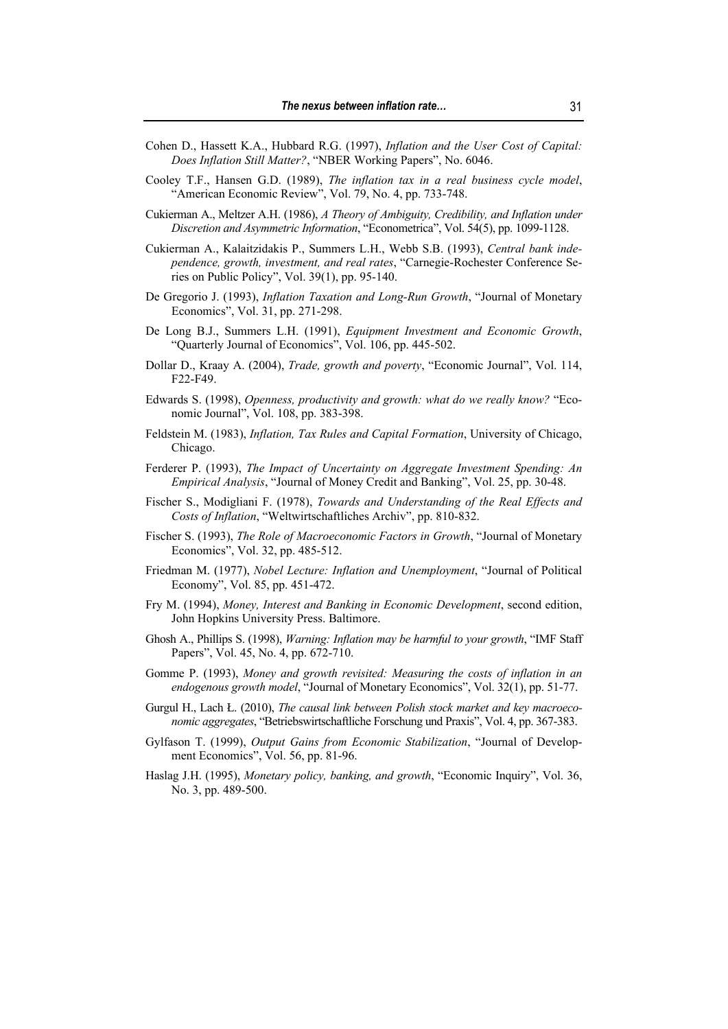Cohen D., Hassett K.A., Hubbard R.G. (1997), *Inflation and the User Cost of Capital: Does Inflation Still Matter?*, "NBER Working Papers", No. 6046.

Cooley T.F., Hansen G.D. (1989), *The inflation tax in a real business cycle model*, "American Economic Review", Vol. 79, No. 4, pp. 733-748.

Cukierman A., Meltzer A.H. (1986), *A Theory of Ambiguity, Credibility, and Inflation under Discretion and Asymmetric Information*, "Econometrica", Vol. 54(5), pp. 1099-1128.

Cukierman A., Kalaitzidakis P., Summers L.H., Webb S.B. (1993), *Central bank independence, growth, investment, and real rates*, "Carnegie-Rochester Conference Series on Public Policy", Vol. 39(1), pp. 95-140.

De Gregorio J. (1993), *Inflation Taxation and Long-Run Growth*, "Journal of Monetary Economics", Vol. 31, pp. 271-298.

De Long B.J., Summers L.H. (1991), *Equipment Investment and Economic Growth*, "Quarterly Journal of Economics", Vol. 106, pp. 445-502.

Dollar D., Kraay A. (2004), *Trade, growth and poverty*, "Economic Journal", Vol. 114, F22-F49.

Edwards S. (1998), *Openness, productivity and growth: what do we really know?* "Economic Journal", Vol. 108, pp. 383-398.

Feldstein M. (1983), *Inflation, Tax Rules and Capital Formation*, University of Chicago, Chicago.

Ferderer P. (1993), *The Impact of Uncertainty on Aggregate Investment Spending: An Empirical Analysis*, "Journal of Money Credit and Banking", Vol. 25, pp. 30-48.

Fischer S., Modigliani F. (1978), *Towards and Understanding of the Real Effects and Costs of Inflation*, "Weltwirtschaftliches Archiv", pp. 810-832.

Fischer S. (1993), *The Role of Macroeconomic Factors in Growth*, "Journal of Monetary Economics", Vol. 32, pp. 485-512.

Friedman M. (1977), *Nobel Lecture: Inflation and Unemployment*, "Journal of Political Economy", Vol. 85, pp. 451-472.

Fry M. (1994), *Money, Interest and Banking in Economic Development*, second edition, John Hopkins University Press. Baltimore.

Ghosh A., Phillips S. (1998), *Warning: Inflation may be harmful to your growth*, "IMF Staff Papers", Vol. 45, No. 4, pp. 672-710.

Gomme P. (1993), *Money and growth revisited: Measuring the costs of inflation in an endogenous growth model*, "Journal of Monetary Economics", Vol. 32(1), pp. 51-77.

Gurgul H., Lach Ł. (2010), *The causal link between Polish stock market and key macroeconomic aggregates*, "Betriebswirtschaftliche Forschung und Praxis", Vol. 4, pp. 367-383.

Gylfason T. (1999), *Output Gains from Economic Stabilization*, "Journal of Development Economics", Vol. 56, pp. 81-96.

Haslag J.H. (1995), *Monetary policy, banking, and growth*, "Economic Inquiry", Vol. 36, No. 3, pp. 489-500.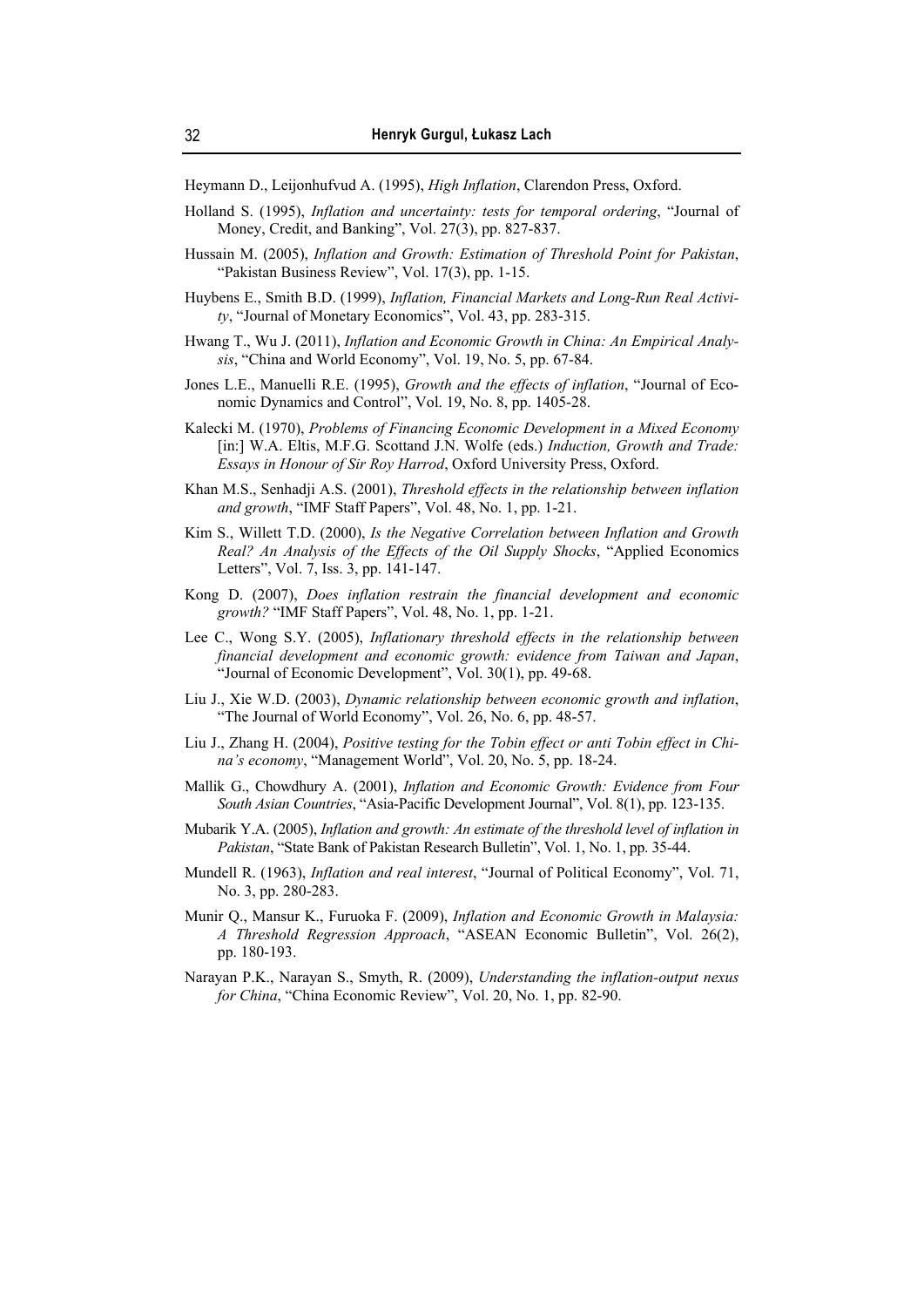Heymann D., Leijonhufvud A. (1995), *High Inflation*, Clarendon Press, Oxford.

Holland S. (1995), *Inflation and uncertainty: tests for temporal ordering*, "Journal of Money, Credit, and Banking", Vol. 27(3), pp. 827-837.

Hussain M. (2005), *Inflation and Growth: Estimation of Threshold Point for Pakistan*, "Pakistan Business Review", Vol. 17(3), pp. 1-15.

Huybens E., Smith B.D. (1999), *Inflation, Financial Markets and Long-Run Real Activity*, "Journal of Monetary Economics", Vol. 43, pp. 283-315.

Hwang T., Wu J. (2011), *Inflation and Economic Growth in China: An Empirical Analysis*, "China and World Economy", Vol. 19, No. 5, pp. 67-84.

Jones L.E., Manuelli R.E. (1995), *Growth and the effects of inflation*, "Journal of Economic Dynamics and Control", Vol. 19, No. 8, pp. 1405-28.

Kalecki M. (1970), *Problems of Financing Economic Development in a Mixed Economy* [in:] W.A. Eltis, M.F.G. Scottand J.N. Wolfe (eds.) *Induction, Growth and Trade: Essays in Honour of Sir Roy Harrod*, Oxford University Press, Oxford.

Khan M.S., Senhadji A.S. (2001), *Threshold effects in the relationship between inflation and growth*, "IMF Staff Papers", Vol. 48, No. 1, pp. 1-21.

Kim S., Willett T.D. (2000), *Is the Negative Correlation between Inflation and Growth Real? An Analysis of the Effects of the Oil Supply Shocks*, "Applied Economics Letters", Vol. 7, Iss. 3, pp. 141-147.

Kong D. (2007), *Does inflation restrain the financial development and economic growth?* "IMF Staff Papers", Vol. 48, No. 1, pp. 1-21.

Lee C., Wong S.Y. (2005), *Inflationary threshold effects in the relationship between financial development and economic growth: evidence from Taiwan and Japan*, "Journal of Economic Development", Vol. 30(1), pp. 49-68.

Liu J., Xie W.D. (2003), *Dynamic relationship between economic growth and inflation*, "The Journal of World Economy", Vol. 26, No. 6, pp. 48-57.

Liu J., Zhang H. (2004), *Positive testing for the Tobin effect or anti Tobin effect in China's economy*, "Management World", Vol. 20, No. 5, pp. 18-24.

Mallik G., Chowdhury A. (2001), *Inflation and Economic Growth: Evidence from Four South Asian Countries*, "Asia-Pacific Development Journal", Vol. 8(1), pp. 123-135.

Mubarik Y.A. (2005), *Inflation and growth: An estimate of the threshold level of inflation in Pakistan*, "State Bank of Pakistan Research Bulletin", Vol. 1, No. 1, pp. 35-44.

Mundell R. (1963), *Inflation and real interest*, "Journal of Political Economy", Vol. 71, No. 3, pp. 280-283.

Munir Q., Mansur K., Furuoka F. (2009), *Inflation and Economic Growth in Malaysia: A Threshold Regression Approach*, "ASEAN Economic Bulletin", Vol. 26(2), pp. 180-193.

Narayan P.K., Narayan S., Smyth, R. (2009), *Understanding the inflation-output nexus for China*, "China Economic Review", Vol. 20, No. 1, pp. 82-90.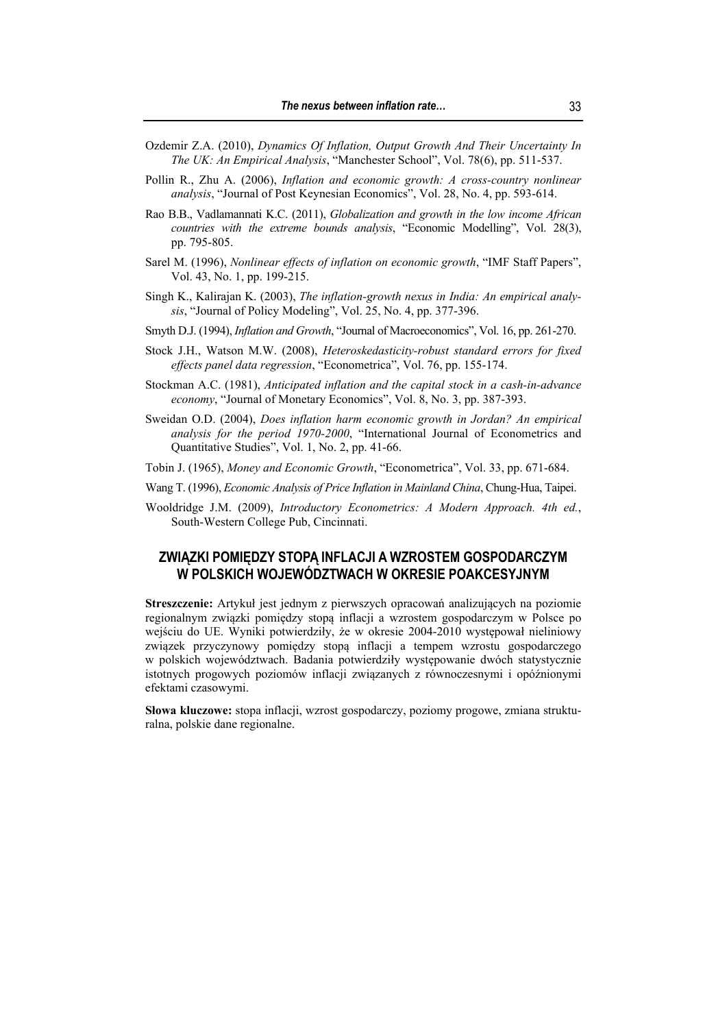Ozdemir Z.A. (2010), *Dynamics Of Inflation, Output Growth And Their Uncertainty In The UK: An Empirical Analysis*, "Manchester School", Vol. 78(6), pp. 511-537.

Pollin R., Zhu A. (2006), *Inflation and economic growth: A cross-country nonlinear analysis*, "Journal of Post Keynesian Economics", Vol. 28, No. 4, pp. 593-614.

Rao B.B., Vadlamannati K.C. (2011), *Globalization and growth in the low income African countries with the extreme bounds analysis*, "Economic Modelling", Vol. 28(3), pp. 795-805.

Sarel M. (1996), *Nonlinear effects of inflation on economic growth*, "IMF Staff Papers", Vol. 43, No. 1, pp. 199-215.

Singh K., Kalirajan K. (2003), *The inflation-growth nexus in India: An empirical analysis*, "Journal of Policy Modeling", Vol. 25, No. 4, pp. 377-396.

Smyth D.J. (1994), *Inflation and Growth*, "Journal of Macroeconomics", Vol. 16, pp. 261-270.

Stock J.H., Watson M.W. (2008), *Heteroskedasticity-robust standard errors for fixed effects panel data regression*, "Econometrica", Vol. 76, pp. 155-174.

Stockman A.C. (1981), *Anticipated inflation and the capital stock in a cash-in-advance economy*, "Journal of Monetary Economics", Vol. 8, No. 3, pp. 387-393.

Sweidan O.D. (2004), *Does inflation harm economic growth in Jordan? An empirical analysis for the period 1970-2000*, "International Journal of Econometrics and Quantitative Studies", Vol. 1, No. 2, pp. 41-66.

Tobin J. (1965), *Money and Economic Growth*, "Econometrica", Vol. 33, pp. 671-684.

Wang T. (1996), *Economic Analysis of Price Inflation in Mainland China*, Chung-Hua, Taipei.

Wooldridge J.M. (2009), *Introductory Econometrics: A Modern Approach. 4th ed.*, South-Western College Pub, Cincinnati.

## ZWIĄZKI POMIĘDZY STOPĄ INFLACJI A WZROSTEM GOSPODARCZYM W POLSKICH WOJEWÓDZTWACH W OKRESIE POAKCESYJNYM

**Streszczenie:** Artykuł jest jednym z pierwszych opracowań analizujących na poziomie regionalnym związki pomiędzy stopą inflacji a wzrostem gospodarczym w Polsce po wejściu do UE. Wyniki potwierdziły, że w okresie 2004-2010 występował nieliniowy związek przyczynowy pomiędzy stopą inflacji a tempem wzrostu gospodarczego w polskich województwach. Badania potwierdziły występowanie dwóch statystycznie istotnych progowych poziomów inflacji związanych z równoczesnymi i opóźnionymi efektami czasowymi.

**Słowa kluczowe:** stopa inflacji, wzrost gospodarczy, poziomy progowe, zmiana strukturalna, polskie dane regionalne.